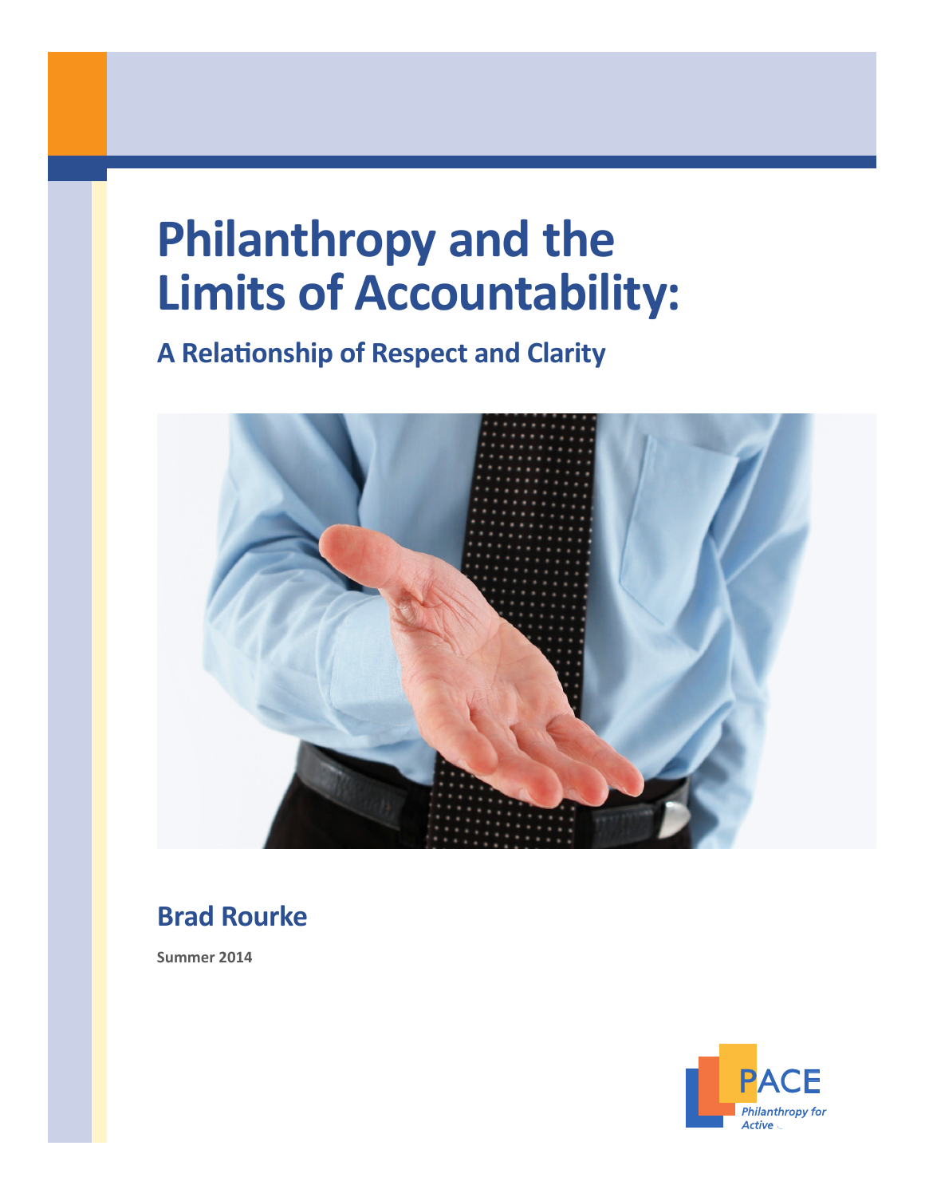# Philanthropy and the Limits of Accountability:

## A Relationship of Respect and Clarity

**Brad Rourke**

**Summer 2014**

PACE
*Philanthropy for Active*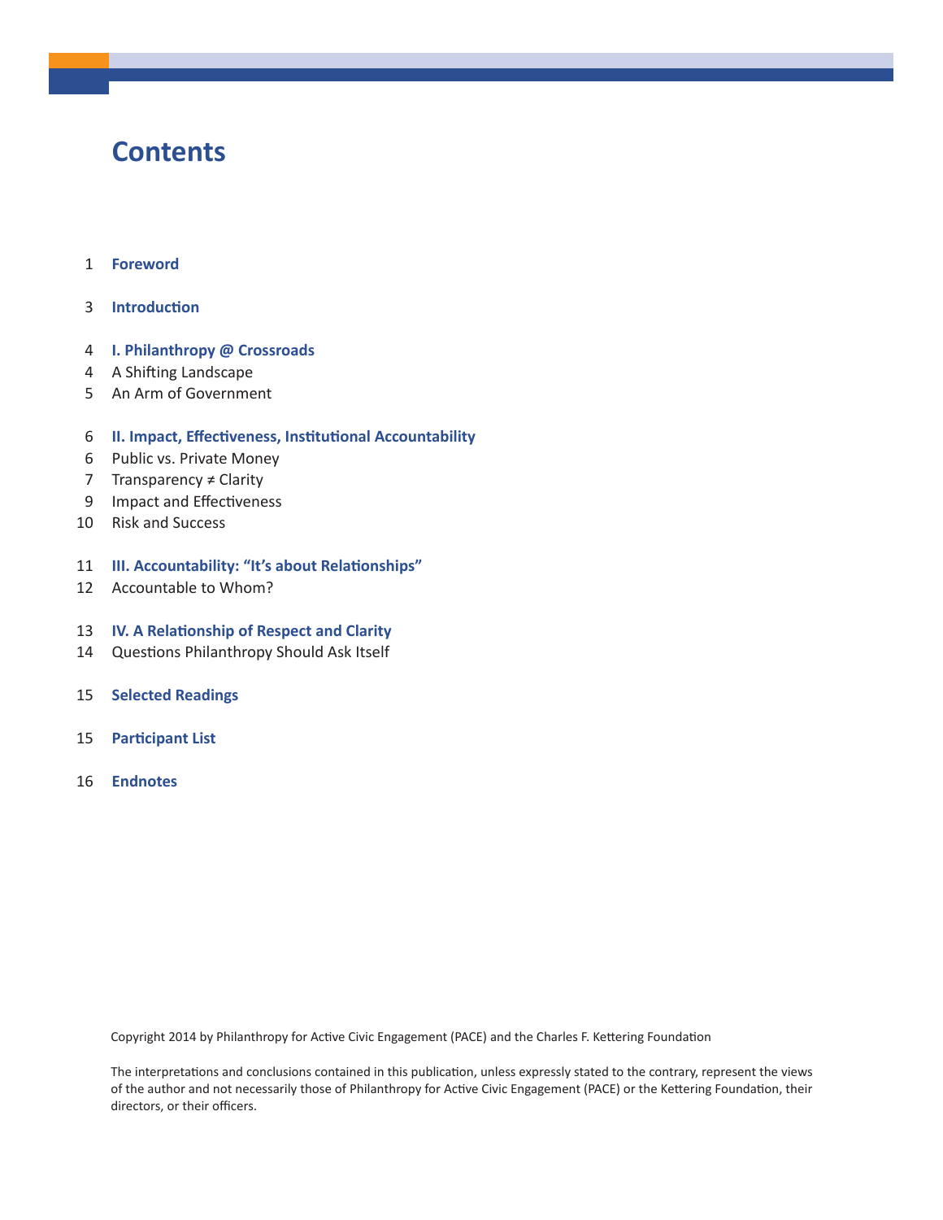# Contents

1 **Foreword**

3 **Introduction**

4 **I. Philanthropy @ Crossroads**
4 A Shifting Landscape
5 An Arm of Government

6 **II. Impact, Effectiveness, Institutional Accountability**
6 Public vs. Private Money
7 Transparency ≠ Clarity
9 Impact and Effectiveness
10 Risk and Success

11 **III. Accountability: "It's about Relationships"**
12 Accountable to Whom?

13 **IV. A Relationship of Respect and Clarity**
14 Questions Philanthropy Should Ask Itself

15 **Selected Readings**

15 **Participant List**

16 **Endnotes**

Copyright 2014 by Philanthropy for Active Civic Engagement (PACE) and the Charles F. Kettering Foundation

The interpretations and conclusions contained in this publication, unless expressly stated to the contrary, represent the views of the author and not necessarily those of Philanthropy for Active Civic Engagement (PACE) or the Kettering Foundation, their directors, or their officers.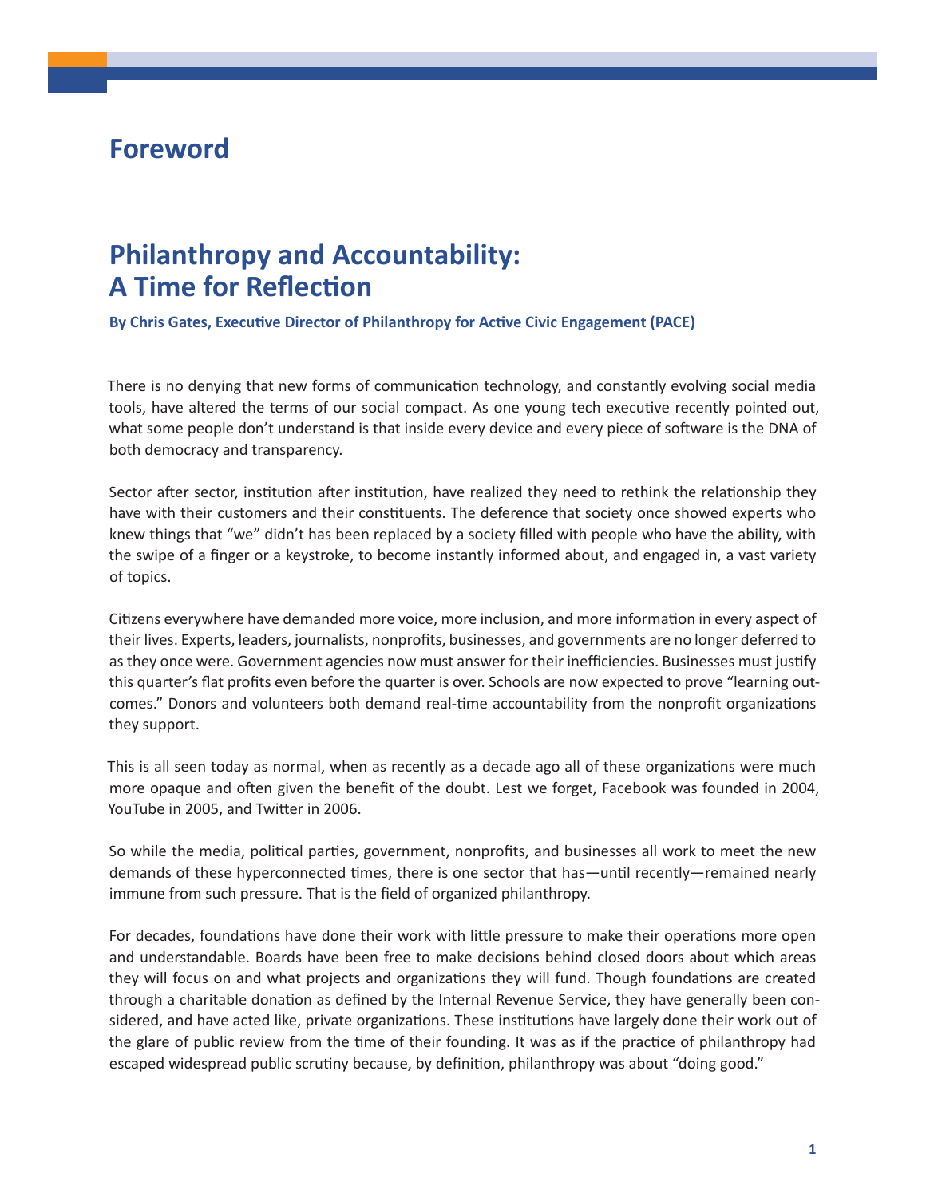# Foreword

## Philanthropy and Accountability: A Time for Reflection

**By Chris Gates, Executive Director of Philanthropy for Active Civic Engagement (PACE)**

There is no denying that new forms of communication technology, and constantly evolving social media tools, have altered the terms of our social compact. As one young tech executive recently pointed out, what some people don't understand is that inside every device and every piece of software is the DNA of both democracy and transparency.

Sector after sector, institution after institution, have realized they need to rethink the relationship they have with their customers and their constituents. The deference that society once showed experts who knew things that "we" didn't has been replaced by a society filled with people who have the ability, with the swipe of a finger or a keystroke, to become instantly informed about, and engaged in, a vast variety of topics.

Citizens everywhere have demanded more voice, more inclusion, and more information in every aspect of their lives. Experts, leaders, journalists, nonprofits, businesses, and governments are no longer deferred to as they once were. Government agencies now must answer for their inefficiencies. Businesses must justify this quarter's flat profits even before the quarter is over. Schools are now expected to prove "learning outcomes." Donors and volunteers both demand real-time accountability from the nonprofit organizations they support.

This is all seen today as normal, when as recently as a decade ago all of these organizations were much more opaque and often given the benefit of the doubt. Lest we forget, Facebook was founded in 2004, YouTube in 2005, and Twitter in 2006.

So while the media, political parties, government, nonprofits, and businesses all work to meet the new demands of these hyperconnected times, there is one sector that has—until recently—remained nearly immune from such pressure. That is the field of organized philanthropy.

For decades, foundations have done their work with little pressure to make their operations more open and understandable. Boards have been free to make decisions behind closed doors about which areas they will focus on and what projects and organizations they will fund. Though foundations are created through a charitable donation as defined by the Internal Revenue Service, they have generally been considered, and have acted like, private organizations. These institutions have largely done their work out of the glare of public review from the time of their founding. It was as if the practice of philanthropy had escaped widespread public scrutiny because, by definition, philanthropy was about "doing good."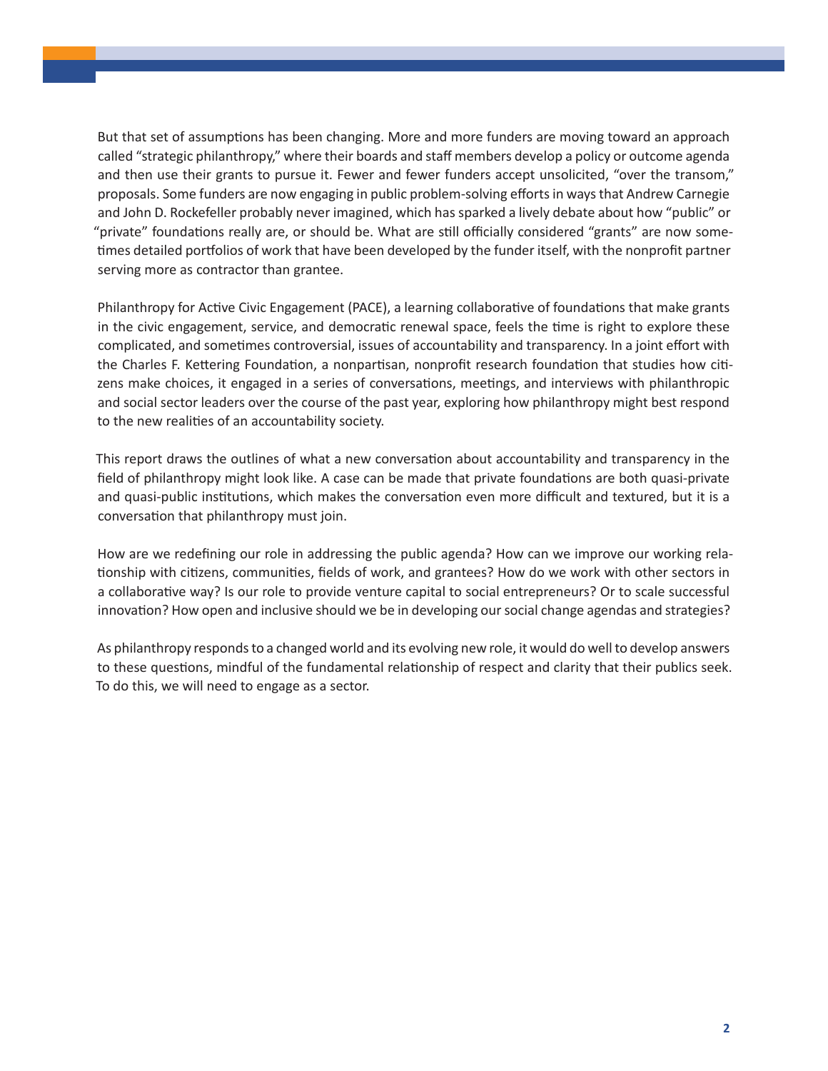But that set of assumptions has been changing. More and more funders are moving toward an approach called "strategic philanthropy," where their boards and staff members develop a policy or outcome agenda and then use their grants to pursue it. Fewer and fewer funders accept unsolicited, "over the transom," proposals. Some funders are now engaging in public problem-solving efforts in ways that Andrew Carnegie and John D. Rockefeller probably never imagined, which has sparked a lively debate about how "public" or "private" foundations really are, or should be. What are still officially considered "grants" are now sometimes detailed portfolios of work that have been developed by the funder itself, with the nonprofit partner serving more as contractor than grantee.

Philanthropy for Active Civic Engagement (PACE), a learning collaborative of foundations that make grants in the civic engagement, service, and democratic renewal space, feels the time is right to explore these complicated, and sometimes controversial, issues of accountability and transparency. In a joint effort with the Charles F. Kettering Foundation, a nonpartisan, nonprofit research foundation that studies how citizens make choices, it engaged in a series of conversations, meetings, and interviews with philanthropic and social sector leaders over the course of the past year, exploring how philanthropy might best respond to the new realities of an accountability society.

This report draws the outlines of what a new conversation about accountability and transparency in the field of philanthropy might look like. A case can be made that private foundations are both quasi-private and quasi-public institutions, which makes the conversation even more difficult and textured, but it is a conversation that philanthropy must join.

How are we redefining our role in addressing the public agenda? How can we improve our working relationship with citizens, communities, fields of work, and grantees? How do we work with other sectors in a collaborative way? Is our role to provide venture capital to social entrepreneurs? Or to scale successful innovation? How open and inclusive should we be in developing our social change agendas and strategies?

As philanthropy responds to a changed world and its evolving new role, it would do well to develop answers to these questions, mindful of the fundamental relationship of respect and clarity that their publics seek. To do this, we will need to engage as a sector.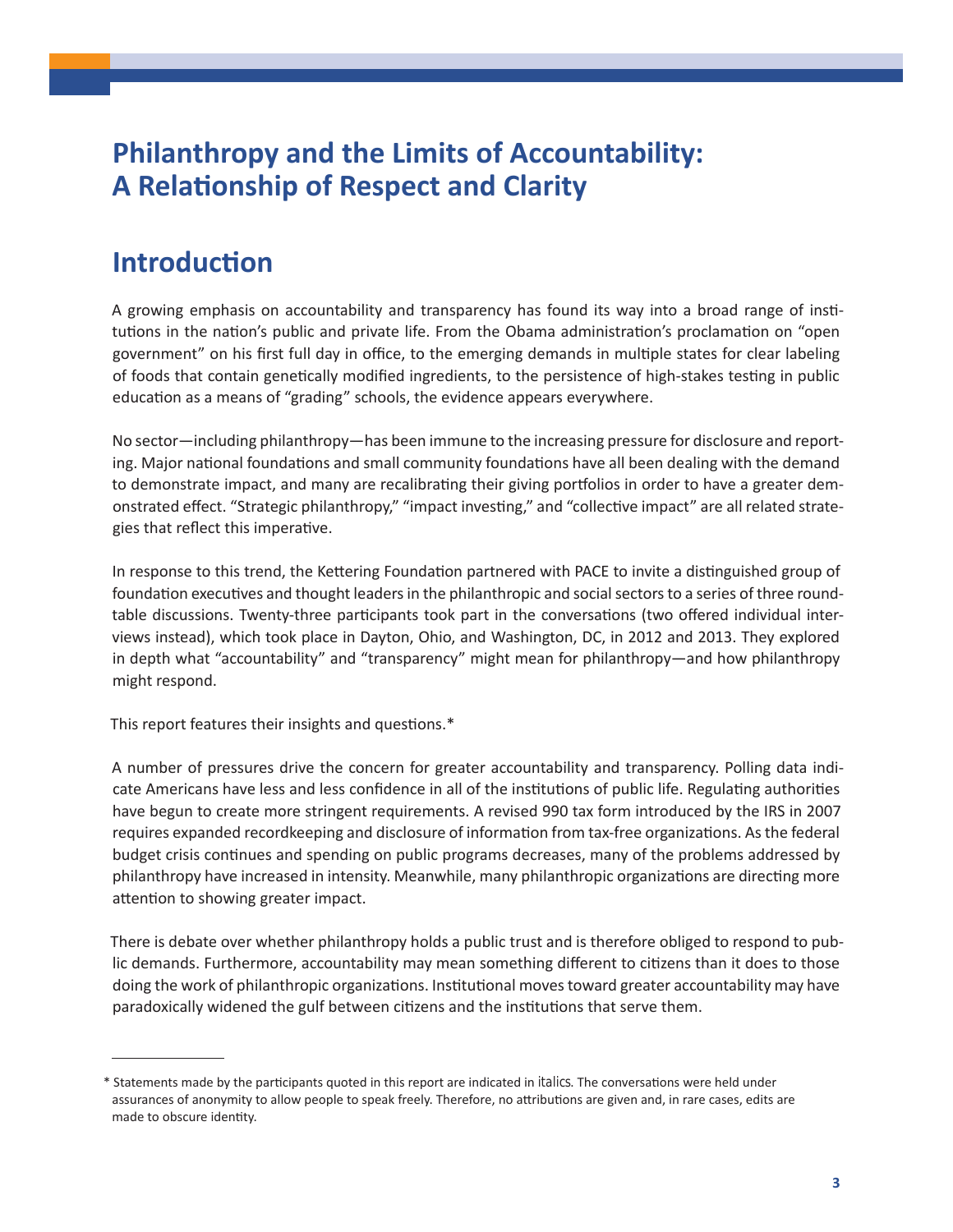# Philanthropy and the Limits of Accountability: A Relationship of Respect and Clarity

## Introduction

A growing emphasis on accountability and transparency has found its way into a broad range of institutions in the nation's public and private life. From the Obama administration's proclamation on "open government" on his first full day in office, to the emerging demands in multiple states for clear labeling of foods that contain genetically modified ingredients, to the persistence of high-stakes testing in public education as a means of "grading" schools, the evidence appears everywhere.

No sector—including philanthropy—has been immune to the increasing pressure for disclosure and reporting. Major national foundations and small community foundations have all been dealing with the demand to demonstrate impact, and many are recalibrating their giving portfolios in order to have a greater demonstrated effect. "Strategic philanthropy," "impact investing," and "collective impact" are all related strategies that reflect this imperative.

In response to this trend, the Kettering Foundation partnered with PACE to invite a distinguished group of foundation executives and thought leaders in the philanthropic and social sectors to a series of three roundtable discussions. Twenty-three participants took part in the conversations (two offered individual interviews instead), which took place in Dayton, Ohio, and Washington, DC, in 2012 and 2013. They explored in depth what "accountability" and "transparency" might mean for philanthropy—and how philanthropy might respond.

This report features their insights and questions.*

A number of pressures drive the concern for greater accountability and transparency. Polling data indicate Americans have less and less confidence in all of the institutions of public life. Regulating authorities have begun to create more stringent requirements. A revised 990 tax form introduced by the IRS in 2007 requires expanded recordkeeping and disclosure of information from tax-free organizations. As the federal budget crisis continues and spending on public programs decreases, many of the problems addressed by philanthropy have increased in intensity. Meanwhile, many philanthropic organizations are directing more attention to showing greater impact.

There is debate over whether philanthropy holds a public trust and is therefore obliged to respond to public demands. Furthermore, accountability may mean something different to citizens than it does to those doing the work of philanthropic organizations. Institutional moves toward greater accountability may have paradoxically widened the gulf between citizens and the institutions that serve them.

---

* Statements made by the participants quoted in this report are indicated in *italics*. The conversations were held under assurances of anonymity to allow people to speak freely. Therefore, no attributions are given and, in rare cases, edits are made to obscure identity.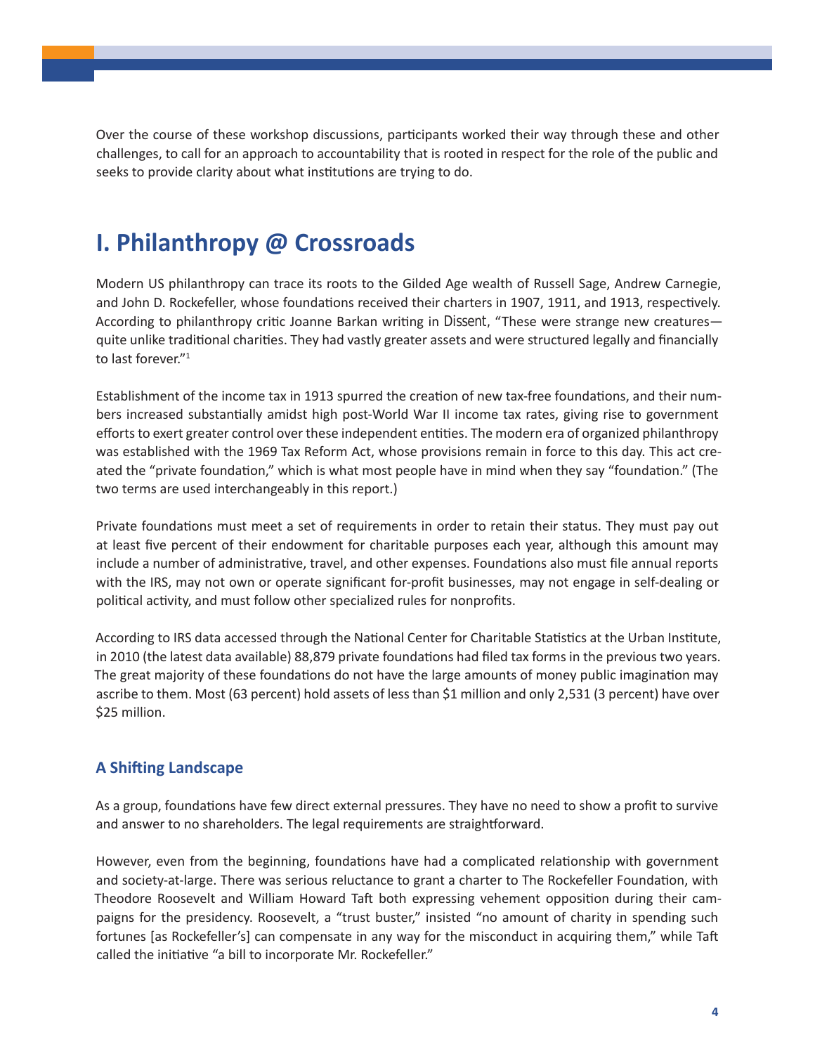Over the course of these workshop discussions, participants worked their way through these and other challenges, to call for an approach to accountability that is rooted in respect for the role of the public and seeks to provide clarity about what institutions are trying to do.

## I. Philanthropy @ Crossroads

Modern US philanthropy can trace its roots to the Gilded Age wealth of Russell Sage, Andrew Carnegie, and John D. Rockefeller, whose foundations received their charters in 1907, 1911, and 1913, respectively. According to philanthropy critic Joanne Barkan writing in *Dissent*, "These were strange new creatures—quite unlike traditional charities. They had vastly greater assets and were structured legally and financially to last forever."[1]

Establishment of the income tax in 1913 spurred the creation of new tax-free foundations, and their numbers increased substantially amidst high post-World War II income tax rates, giving rise to government efforts to exert greater control over these independent entities. The modern era of organized philanthropy was established with the 1969 Tax Reform Act, whose provisions remain in force to this day. This act created the "private foundation," which is what most people have in mind when they say "foundation." (The two terms are used interchangeably in this report.)

Private foundations must meet a set of requirements in order to retain their status. They must pay out at least five percent of their endowment for charitable purposes each year, although this amount may include a number of administrative, travel, and other expenses. Foundations also must file annual reports with the IRS, may not own or operate significant for-profit businesses, may not engage in self-dealing or political activity, and must follow other specialized rules for nonprofits.

According to IRS data accessed through the National Center for Charitable Statistics at the Urban Institute, in 2010 (the latest data available) 88,879 private foundations had filed tax forms in the previous two years. The great majority of these foundations do not have the large amounts of money public imagination may ascribe to them. Most (63 percent) hold assets of less than $1 million and only 2,531 (3 percent) have over $25 million.

### A Shifting Landscape

As a group, foundations have few direct external pressures. They have no need to show a profit to survive and answer to no shareholders. The legal requirements are straightforward.

However, even from the beginning, foundations have had a complicated relationship with government and society-at-large. There was serious reluctance to grant a charter to The Rockefeller Foundation, with Theodore Roosevelt and William Howard Taft both expressing vehement opposition during their campaigns for the presidency. Roosevelt, a "trust buster," insisted "no amount of charity in spending such fortunes [as Rockefeller's] can compensate in any way for the misconduct in acquiring them," while Taft called the initiative "a bill to incorporate Mr. Rockefeller."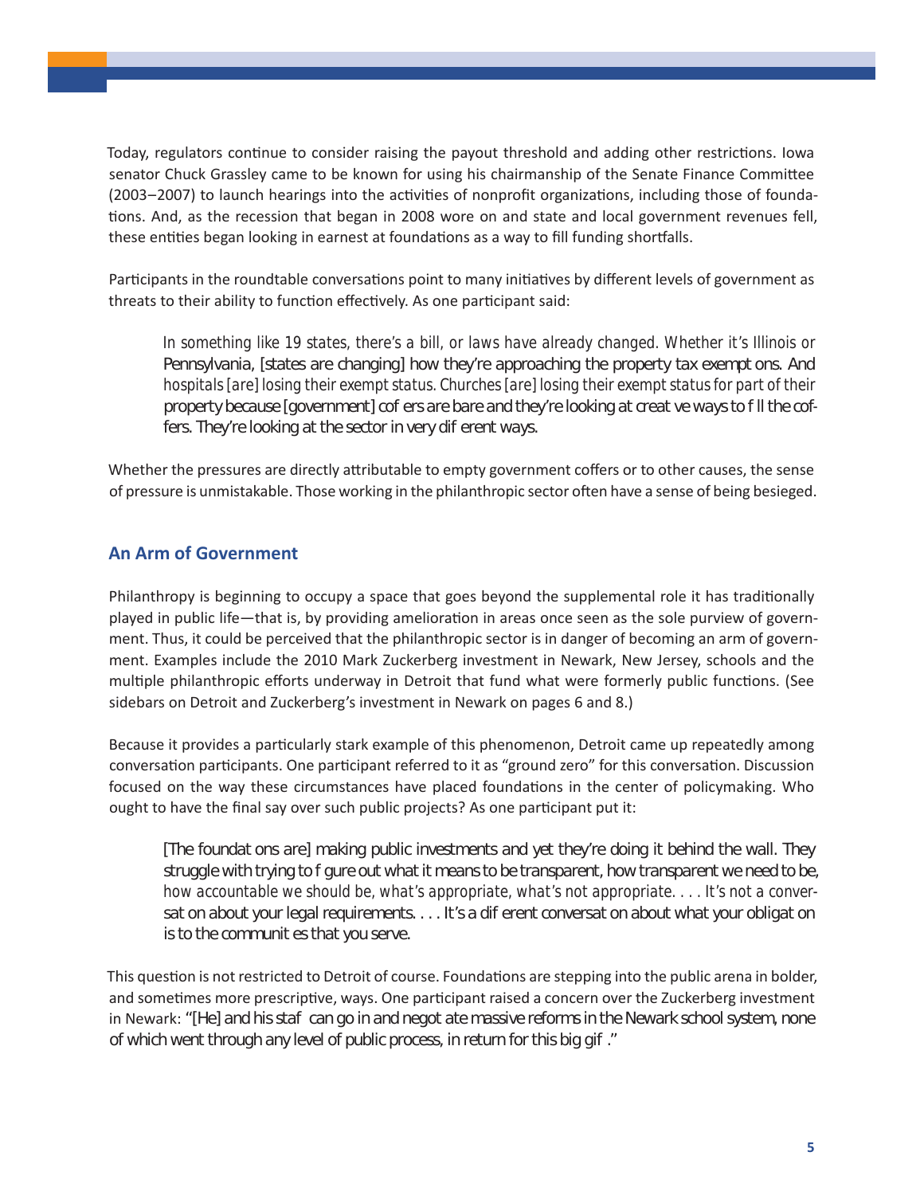Today, regulators continue to consider raising the payout threshold and adding other restrictions. Iowa senator Chuck Grassley came to be known for using his chairmanship of the Senate Finance Committee (2003–2007) to launch hearings into the activities of nonprofit organizations, including those of foundations. And, as the recession that began in 2008 wore on and state and local government revenues fell, these entities began looking in earnest at foundations as a way to fill funding shortfalls.

Participants in the roundtable conversations point to many initiatives by different levels of government as threats to their ability to function effectively. As one participant said:

> In something like 19 states, there's a bill, or laws have already changed. Whether it's Illinois or Pennsylvania, [states are changing] how they're approaching the property tax exemptions. And hospitals [are] losing their exempt status. Churches [are] losing their exempt status for part of their property because [government] coffers are bare and they're looking at creative ways to fill the coffers. They're looking at the sector in very different ways.

Whether the pressures are directly attributable to empty government coffers or to other causes, the sense of pressure is unmistakable. Those working in the philanthropic sector often have a sense of being besieged.

## An Arm of Government

Philanthropy is beginning to occupy a space that goes beyond the supplemental role it has traditionally played in public life—that is, by providing amelioration in areas once seen as the sole purview of government. Thus, it could be perceived that the philanthropic sector is in danger of becoming an arm of government. Examples include the 2010 Mark Zuckerberg investment in Newark, New Jersey, schools and the multiple philanthropic efforts underway in Detroit that fund what were formerly public functions. (See sidebars on Detroit and Zuckerberg's investment in Newark on pages 6 and 8.)

Because it provides a particularly stark example of this phenomenon, Detroit came up repeatedly among conversation participants. One participant referred to it as "ground zero" for this conversation. Discussion focused on the way these circumstances have placed foundations in the center of policymaking. Who ought to have the final say over such public projects? As one participant put it:

> [The foundations are] making public investments and yet they're doing it behind the wall. They struggle with trying to figure out what it means to be transparent, how transparent we need to be, how accountable we should be, what's appropriate, what's not appropriate. . . . It's not a conversation about your legal requirements. . . . It's a different conversation about what your obligation is to the communities that you serve.

This question is not restricted to Detroit of course. Foundations are stepping into the public arena in bolder, and sometimes more prescriptive, ways. One participant raised a concern over the Zuckerberg investment in Newark: "[He] and his staff can go in and negotiate massive reforms in the Newark school system, none of which went through any level of public process, in return for this big gift."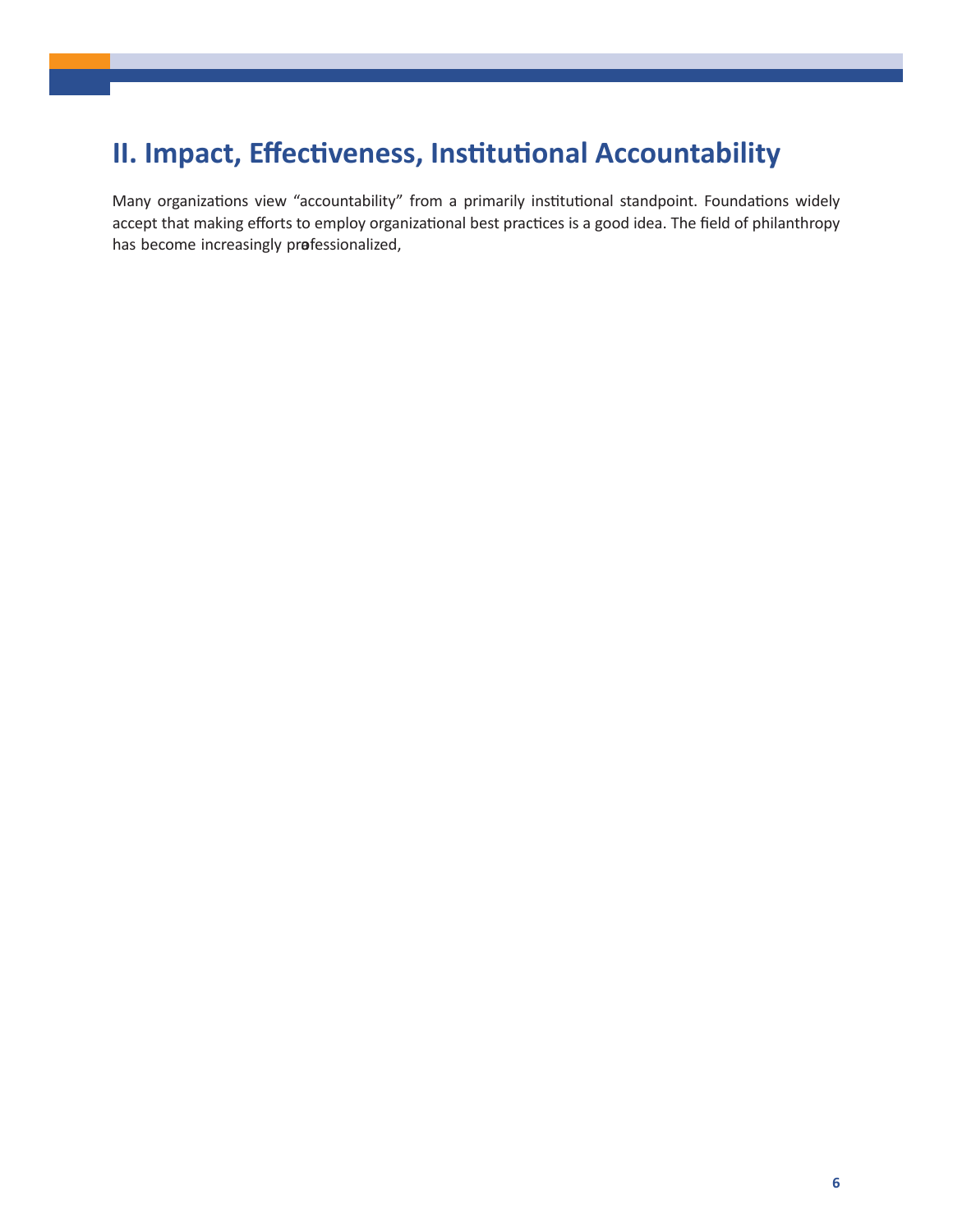## II. Impact, Effectiveness, Institutional Accountability

Many organizations view "accountability" from a primarily institutional standpoint. Foundations widely accept that making efforts to employ organizational best practices is a good idea. The field of philanthropy has become increasingly professionalized,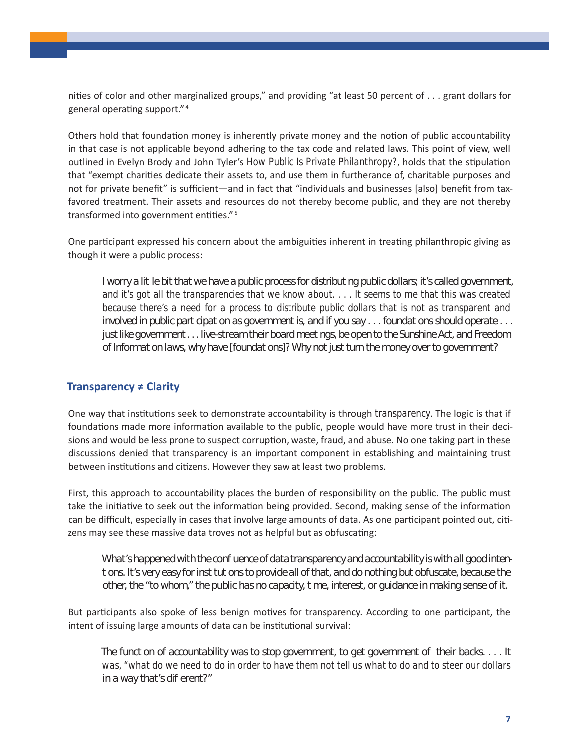nities of color and other marginalized groups," and providing "at least 50 percent of . . . grant dollars for general operating support."[4]

Others hold that foundation money is inherently private money and the notion of public accountability in that case is not applicable beyond adhering to the tax code and related laws. This point of view, well outlined in Evelyn Brody and John Tyler's *How Public Is Private Philanthropy?*, holds that the stipulation that "exempt charities dedicate their assets to, and use them in furtherance of, charitable purposes and not for private benefit" is sufficient—and in fact that "individuals and businesses [also] benefit from tax-favored treatment. Their assets and resources do not thereby become public, and they are not thereby transformed into government entities."[5]

One participant expressed his concern about the ambiguities inherent in treating philanthropic giving as though it were a public process:

> I worry a little bit that we have a public process for distributing public dollars; it's called government, and it's got all the transparencies that we know about. . . . It seems to me that this was created because there's a need for a process to distribute public dollars that is not as transparent and involved in public participation as government is, and if you say . . . foundations should operate . . . just like government . . . live-stream their board meetings, be open to the Sunshine Act, and Freedom of Information laws, why have [foundations]? Why not just turn the money over to government?

## Transparency ≠ Clarity

One way that institutions seek to demonstrate accountability is through *transparency*. The logic is that if foundations made more information available to the public, people would have more trust in their decisions and would be less prone to suspect corruption, waste, fraud, and abuse. No one taking part in these discussions denied that transparency is an important component in establishing and maintaining trust between institutions and citizens. However they saw at least two problems.

First, this approach to accountability places the burden of responsibility on the public. The public must take the initiative to seek out the information being provided. Second, making sense of the information can be difficult, especially in cases that involve large amounts of data. As one participant pointed out, citizens may see these massive data troves not as helpful but as obfuscating:

> What's happened with the confluence of data transparency and accountability is with all good intentions. It's very easy for institutions to provide all of that, and do nothing but obfuscate, because the other, the "to whom," the public has no capacity, time, interest, or guidance in making sense of it.

But participants also spoke of less benign motives for transparency. According to one participant, the intent of issuing large amounts of data can be institutional survival:

> The function of accountability was to stop government, to get government off their backs. . . . It was, "what do we need to do in order to have them not tell us what to do and to steer our dollars in a way that's different?"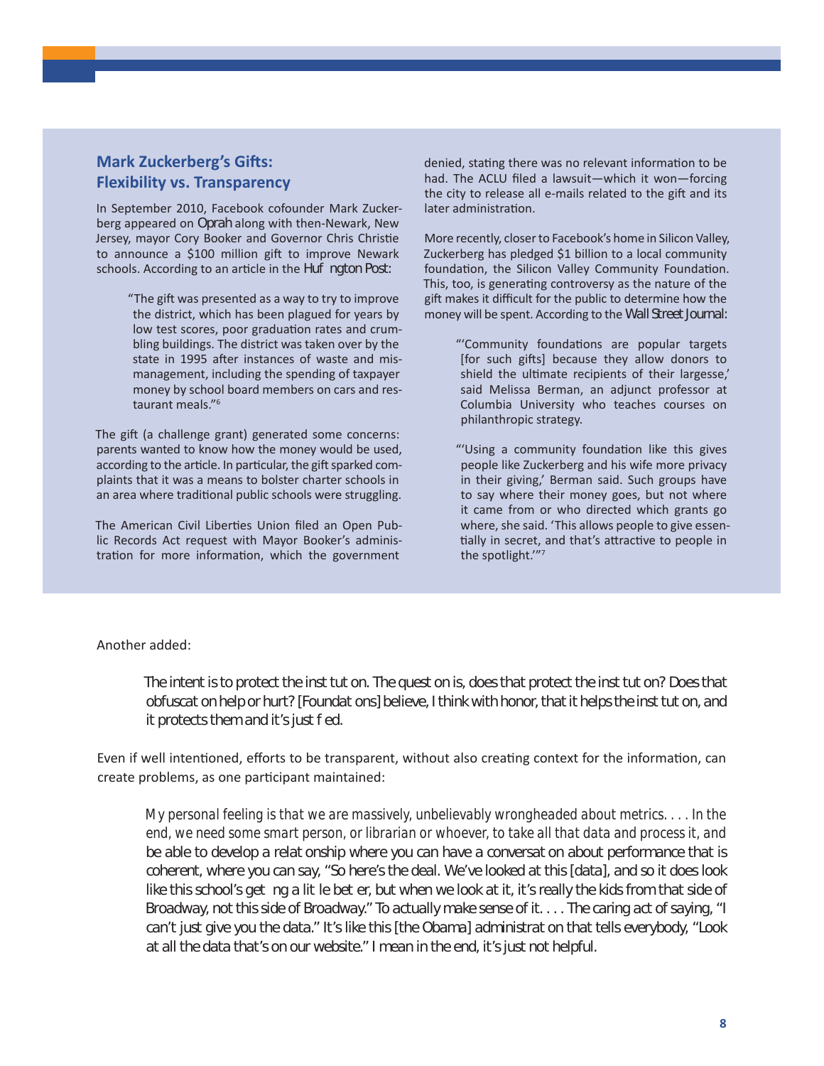## Mark Zuckerberg's Gifts: Flexibility vs. Transparency

In September 2010, Facebook cofounder Mark Zuckerberg appeared on *Oprah* along with then-Newark, New Jersey, mayor Cory Booker and Governor Chris Christie to announce a $100 million gift to improve Newark schools. According to an article in the *Huffington Post*:

> "The gift was presented as a way to try to improve the district, which has been plagued for years by low test scores, poor graduation rates and crumbling buildings. The district was taken over by the state in 1995 after instances of waste and mismanagement, including the spending of taxpayer money by school board members on cars and restaurant meals."[6]

The gift (a challenge grant) generated some concerns: parents wanted to know how the money would be used, according to the article. In particular, the gift sparked complaints that it was a means to bolster charter schools in an area where traditional public schools were struggling.

The American Civil Liberties Union filed an Open Public Records Act request with Mayor Booker's administration for more information, which the government denied, stating there was no relevant information to be had. The ACLU filed a lawsuit—which it won—forcing the city to release all e-mails related to the gift and its later administration.

More recently, closer to Facebook's home in Silicon Valley, Zuckerberg has pledged $1 billion to a local community foundation, the Silicon Valley Community Foundation. This, too, is generating controversy as the nature of the gift makes it difficult for the public to determine how the money will be spent. According to the *Wall Street Journal*:

> "'Community foundations are popular targets [for such gifts] because they allow donors to shield the ultimate recipients of their largesse,' said Melissa Berman, an adjunct professor at Columbia University who teaches courses on philanthropic strategy.
>
> "'Using a community foundation like this gives people like Zuckerberg and his wife more privacy in their giving,' Berman said. Such groups have to say where their money goes, but not where it came from or who directed which grants go where, she said. 'This allows people to give essentially in secret, and that's attractive to people in the spotlight.'"[7]

Another added:

> The intent is to protect the institution. The question is, does that protect the institution? Does that obfuscation help or hurt? [Foundations] believe, I think with honor, that it helps the institution, and it protects them and it's justified.

Even if well intentioned, efforts to be transparent, without also creating context for the information, can create problems, as one participant maintained:

> My personal feeling is that we are massively, unbelievably wrongheaded about metrics. . . . In the end, we need some smart person, or librarian or whoever, to take all that data and process it, and be able to develop a relationship where you can have a conversation about performance that is coherent, where you can say, "So here's the deal. We've looked at this [data], and so it does look like this school's getting a little better, but when we look at it, it's really the kids from that side of Broadway, not this side of Broadway." To actually make sense of it. . . . The caring act of saying, "I can't just give you the data." It's like this [the Obama] administration that tells everybody, "Look at all the data that's on our website." I mean in the end, it's just not helpful.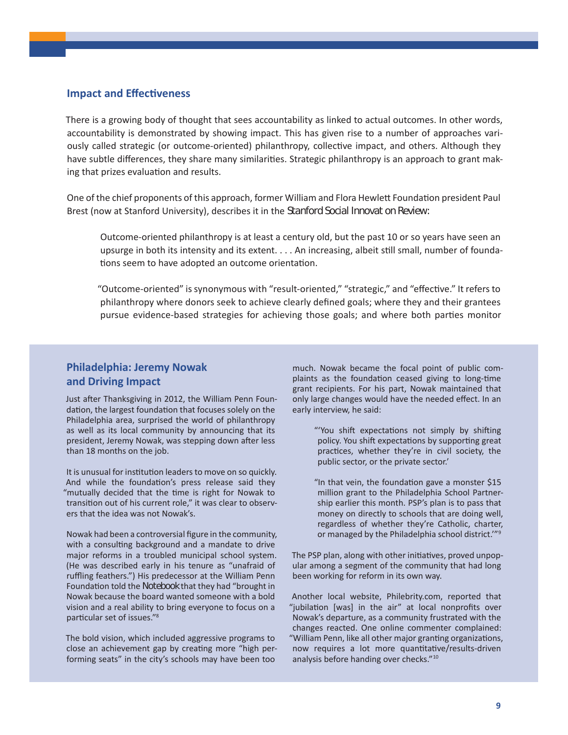### Impact and Effectiveness

There is a growing body of thought that sees accountability as linked to actual outcomes. In other words, accountability is demonstrated by showing impact. This has given rise to a number of approaches variously called strategic (or outcome-oriented) philanthropy, collective impact, and others. Although they have subtle differences, they share many similarities. Strategic philanthropy is an approach to grant making that prizes evaluation and results.

One of the chief proponents of this approach, former William and Flora Hewlett Foundation president Paul Brest (now at Stanford University), describes it in the *Stanford Social Innovation Review*:

> Outcome-oriented philanthropy is at least a century old, but the past 10 or so years have seen an upsurge in both its intensity and its extent. . . . An increasing, albeit still small, number of foundations seem to have adopted an outcome orientation.
>
> "Outcome-oriented" is synonymous with "result-oriented," "strategic," and "effective." It refers to philanthropy where donors seek to achieve clearly defined goals; where they and their grantees pursue evidence-based strategies for achieving those goals; and where both parties monitor

### Philadelphia: Jeremy Nowak and Driving Impact

Just after Thanksgiving in 2012, the William Penn Foundation, the largest foundation that focuses solely on the Philadelphia area, surprised the world of philanthropy as well as its local community by announcing that its president, Jeremy Nowak, was stepping down after less than 18 months on the job.

It is unusual for institution leaders to move on so quickly. And while the foundation's press release said they "mutually decided that the time is right for Nowak to transition out of his current role," it was clear to observers that the idea was not Nowak's.

Nowak had been a controversial figure in the community, with a consulting background and a mandate to drive major reforms in a troubled municipal school system. (He was described early in his tenure as "unafraid of ruffling feathers.") His predecessor at the William Penn Foundation told the *Notebook* that they had "brought in Nowak because the board wanted someone with a bold vision and a real ability to bring everyone to focus on a particular set of issues."[8]

The bold vision, which included aggressive programs to close an achievement gap by creating more "high performing seats" in the city's schools may have been too much. Nowak became the focal point of public complaints as the foundation ceased giving to long-time grant recipients. For his part, Nowak maintained that only large changes would have the needed effect. In an early interview, he said:

> "'You shift expectations not simply by shifting policy. You shift expectations by supporting great practices, whether they're in civil society, the public sector, or the private sector.'
>
> "In that vein, the foundation gave a monster $15 million grant to the Philadelphia School Partnership earlier this month. PSP's plan is to pass that money on directly to schools that are doing well, regardless of whether they're Catholic, charter, or managed by the Philadelphia school district.'"[9]

The PSP plan, along with other initiatives, proved unpopular among a segment of the community that had long been working for reform in its own way.

Another local website, Philebrity.com, reported that "jubilation [was] in the air" at local nonprofits over Nowak's departure, as a community frustrated with the changes reacted. One online commenter complained: "William Penn, like all other major granting organizations, now requires a lot more quantitative/results-driven analysis before handing over checks."[10]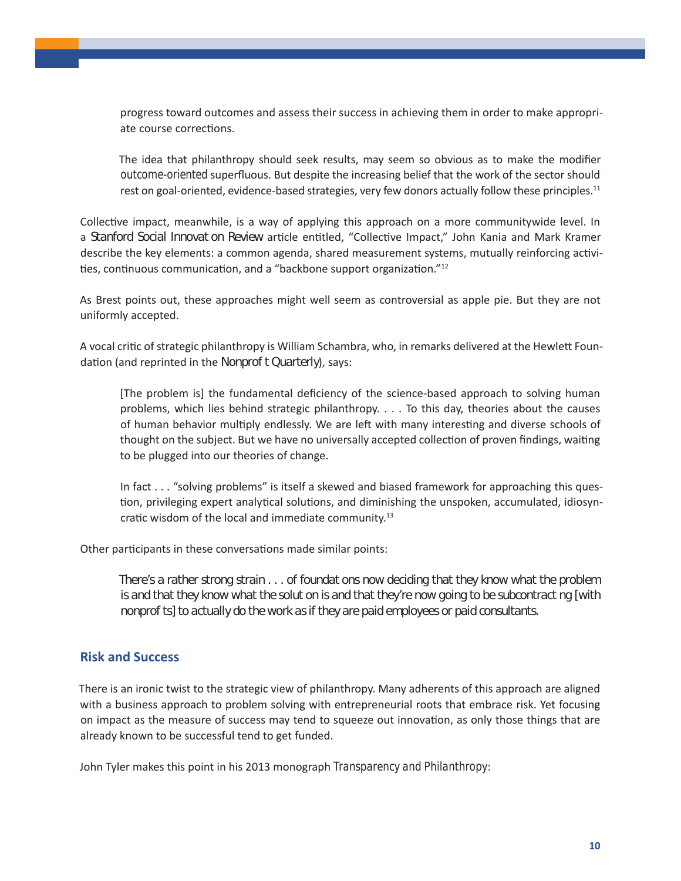progress toward outcomes and assess their success in achieving them in order to make appropriate course corrections.

> The idea that philanthropy should seek results, may seem so obvious as to make the modifier *outcome-oriented* superfluous. But despite the increasing belief that the work of the sector should rest on goal-oriented, evidence-based strategies, very few donors actually follow these principles.[11]

Collective impact, meanwhile, is a way of applying this approach on a more communitywide level. In a *Stanford Social Innovation Review* article entitled, "Collective Impact," John Kania and Mark Kramer describe the key elements: a common agenda, shared measurement systems, mutually reinforcing activities, continuous communication, and a "backbone support organization."[12]

As Brest points out, these approaches might well seem as controversial as apple pie. But they are not uniformly accepted.

A vocal critic of strategic philanthropy is William Schambra, who, in remarks delivered at the Hewlett Foundation (and reprinted in the *Nonprofit Quarterly*), says:

> [The problem is] the fundamental deficiency of the science-based approach to solving human problems, which lies behind strategic philanthropy. . . . To this day, theories about the causes of human behavior multiply endlessly. We are left with many interesting and diverse schools of thought on the subject. But we have no universally accepted collection of proven findings, waiting to be plugged into our theories of change.
>
> In fact . . . "solving problems" is itself a skewed and biased framework for approaching this question, privileging expert analytical solutions, and diminishing the unspoken, accumulated, idiosyncratic wisdom of the local and immediate community.[13]

Other participants in these conversations made similar points:

> There's a rather strong strain . . . of foundations now deciding that they know what the problem is and that they know what the solution is and that they're now going to be subcontracting [with nonprofits] to actually do the work as if they are paid employees or paid consultants.

## Risk and Success

There is an ironic twist to the strategic view of philanthropy. Many adherents of this approach are aligned with a business approach to problem solving with entrepreneurial roots that embrace risk. Yet focusing on impact as the measure of success may tend to squeeze out innovation, as only those things that are already known to be successful tend to get funded.

John Tyler makes this point in his 2013 monograph *Transparency and Philanthropy*: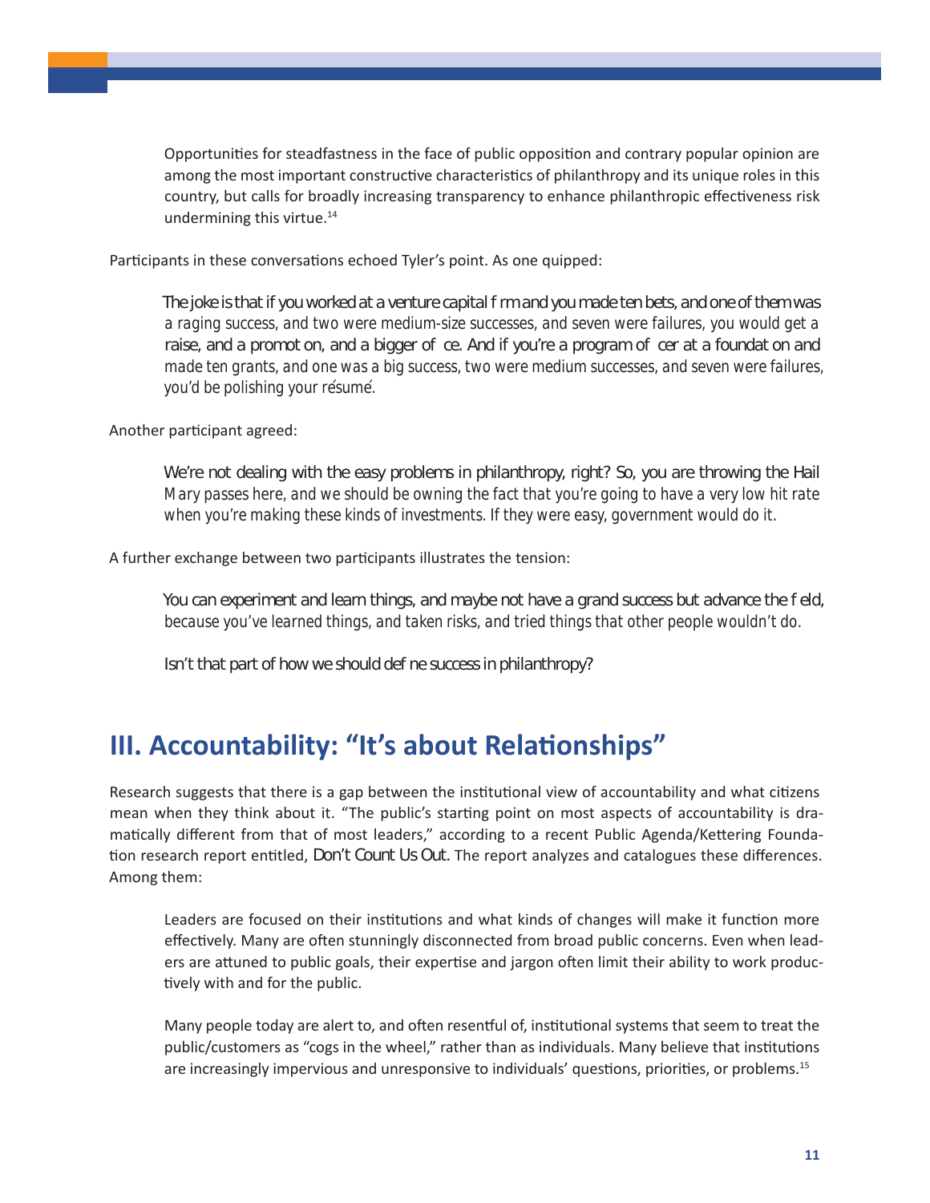> Opportunities for steadfastness in the face of public opposition and contrary popular opinion are among the most important constructive characteristics of philanthropy and its unique roles in this country, but calls for broadly increasing transparency to enhance philanthropic effectiveness risk undermining this virtue.[14]

Participants in these conversations echoed Tyler's point. As one quipped:

> *The joke is that if you worked at a venture capital firm and you made ten bets, and one of them was a raging success, and two were medium-size successes, and seven were failures, you would get a raise, and a promotion, and a bigger office. And if you're a program officer at a foundation and made ten grants, and one was a big success, two were medium successes, and seven were failures, you'd be polishing your résumé.*

Another participant agreed:

> *We're not dealing with the easy problems in philanthropy, right? So, you are throwing the Hail Mary passes here, and we should be owning the fact that you're going to have a very low hit rate when you're making these kinds of investments. If they were easy, government would do it.*

A further exchange between two participants illustrates the tension:

> *You can experiment and learn things, and maybe not have a grand success but advance the field, because you've learned things, and taken risks, and tried things that other people wouldn't do.*
>
> *Isn't that part of how we should define success in philanthropy?*

## III. Accountability: "It's about Relationships"

Research suggests that there is a gap between the institutional view of accountability and what citizens mean when they think about it. "The public's starting point on most aspects of accountability is dramatically different from that of most leaders," according to a recent Public Agenda/Kettering Foundation research report entitled, *Don't Count Us Out*. The report analyzes and catalogues these differences. Among them:

> Leaders are focused on their institutions and what kinds of changes will make it function more effectively. Many are often stunningly disconnected from broad public concerns. Even when leaders are attuned to public goals, their expertise and jargon often limit their ability to work productively with and for the public.
>
> Many people today are alert to, and often resentful of, institutional systems that seem to treat the public/customers as "cogs in the wheel," rather than as individuals. Many believe that institutions are increasingly impervious and unresponsive to individuals' questions, priorities, or problems.[15]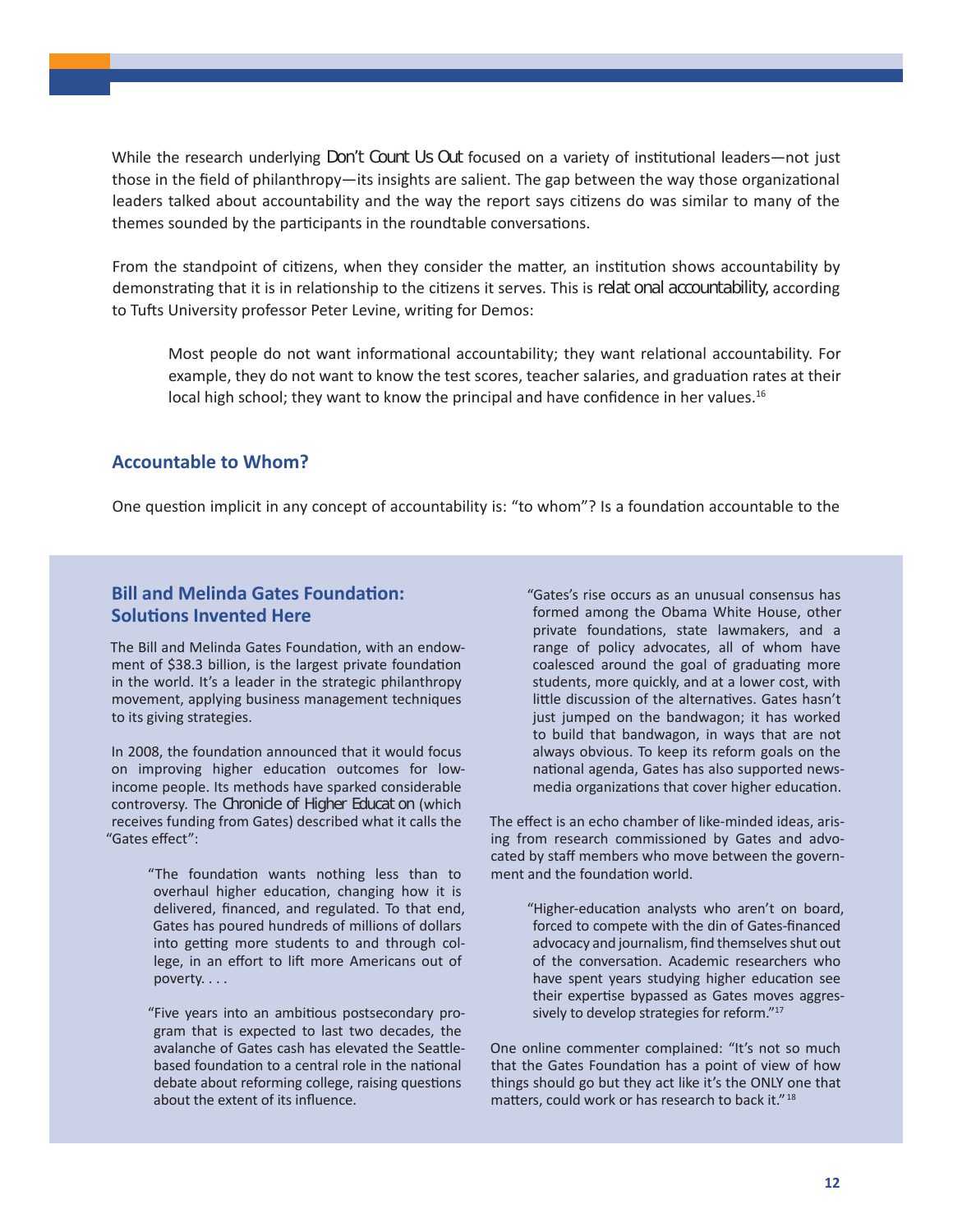While the research underlying *Don't Count Us Out* focused on a variety of institutional leaders—not just those in the field of philanthropy—its insights are salient. The gap between the way those organizational leaders talked about accountability and the way the report says citizens do was similar to many of the themes sounded by the participants in the roundtable conversations.

From the standpoint of citizens, when they consider the matter, an institution shows accountability by demonstrating that it is in relationship to the citizens it serves. This is *relational accountability*, according to Tufts University professor Peter Levine, writing for Demos:

> Most people do not want informational accountability; they want relational accountability. For example, they do not want to know the test scores, teacher salaries, and graduation rates at their local high school; they want to know the principal and have confidence in her values.[16]

## Accountable to Whom?

One question implicit in any concept of accountability is: "to whom"? Is a foundation accountable to the

### Bill and Melinda Gates Foundation: Solutions Invented Here

The Bill and Melinda Gates Foundation, with an endowment of $38.3 billion, is the largest private foundation in the world. It's a leader in the strategic philanthropy movement, applying business management techniques to its giving strategies.

In 2008, the foundation announced that it would focus on improving higher education outcomes for low-income people. Its methods have sparked considerable controversy. The *Chronicle of Higher Education* (which receives funding from Gates) described what it calls the "Gates effect":

> "The foundation wants nothing less than to overhaul higher education, changing how it is delivered, financed, and regulated. To that end, Gates has poured hundreds of millions of dollars into getting more students to and through college, in an effort to lift more Americans out of poverty. . . .
>
> "Five years into an ambitious postsecondary program that is expected to last two decades, the avalanche of Gates cash has elevated the Seattle-based foundation to a central role in the national debate about reforming college, raising questions about the extent of its influence.
>
> "Gates's rise occurs as an unusual consensus has formed among the Obama White House, other private foundations, state lawmakers, and a range of policy advocates, all of whom have coalesced around the goal of graduating more students, more quickly, and at a lower cost, with little discussion of the alternatives. Gates hasn't just jumped on the bandwagon; it has worked to build that bandwagon, in ways that are not always obvious. To keep its reform goals on the national agenda, Gates has also supported news-media organizations that cover higher education.

The effect is an echo chamber of like-minded ideas, arising from research commissioned by Gates and advocated by staff members who move between the government and the foundation world.

> "Higher-education analysts who aren't on board, forced to compete with the din of Gates-financed advocacy and journalism, find themselves shut out of the conversation. Academic researchers who have spent years studying higher education see their expertise bypassed as Gates moves aggressively to develop strategies for reform."[17]

One online commenter complained: "It's not so much that the Gates Foundation has a point of view of how things should go but they act like it's the ONLY one that matters, could work or has research to back it."[18]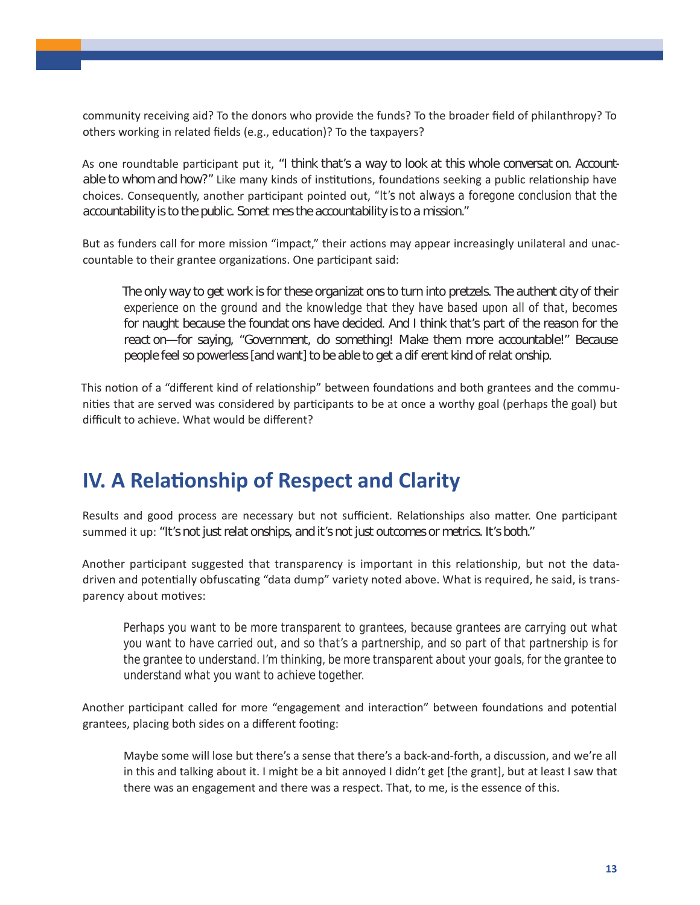community receiving aid? To the donors who provide the funds? To the broader field of philanthropy? To others working in related fields (e.g., education)? To the taxpayers?

As one roundtable participant put it, "I think that's a way to look at this whole conversation. Accountable to whom and how?" Like many kinds of institutions, foundations seeking a public relationship have choices. Consequently, another participant pointed out, "It's not always a foregone conclusion that the accountability is to the public. Sometimes the accountability is to a mission."

But as funders call for more mission "impact," their actions may appear increasingly unilateral and unaccountable to their grantee organizations. One participant said:

> The only way to get work is for these organizations to turn into pretzels. The authenticity of their experience on the ground and the knowledge that they have based upon all of that, becomes for naught because the foundations have decided. And I think that's part of the reason for the reaction—for saying, "Government, do something! Make them more accountable!" Because people feel so powerless [and want] to be able to get a different kind of relationship.

This notion of a "different kind of relationship" between foundations and both grantees and the communities that are served was considered by participants to be at once a worthy goal (perhaps the goal) but difficult to achieve. What would be different?

## IV. A Relationship of Respect and Clarity

Results and good process are necessary but not sufficient. Relationships also matter. One participant summed it up: "It's not just relationships, and it's not just outcomes or metrics. It's both."

Another participant suggested that transparency is important in this relationship, but not the data-driven and potentially obfuscating "data dump" variety noted above. What is required, he said, is transparency about motives:

> *Perhaps you want to be more transparent to grantees, because grantees are carrying out what you want to have carried out, and so that's a partnership, and so part of that partnership is for the grantee to understand. I'm thinking, be more transparent about your goals, for the grantee to understand what you want to achieve together.*

Another participant called for more "engagement and interaction" between foundations and potential grantees, placing both sides on a different footing:

> Maybe some will lose but there's a sense that there's a back-and-forth, a discussion, and we're all in this and talking about it. I might be a bit annoyed I didn't get [the grant], but at least I saw that there was an engagement and there was a respect. That, to me, is the essence of this.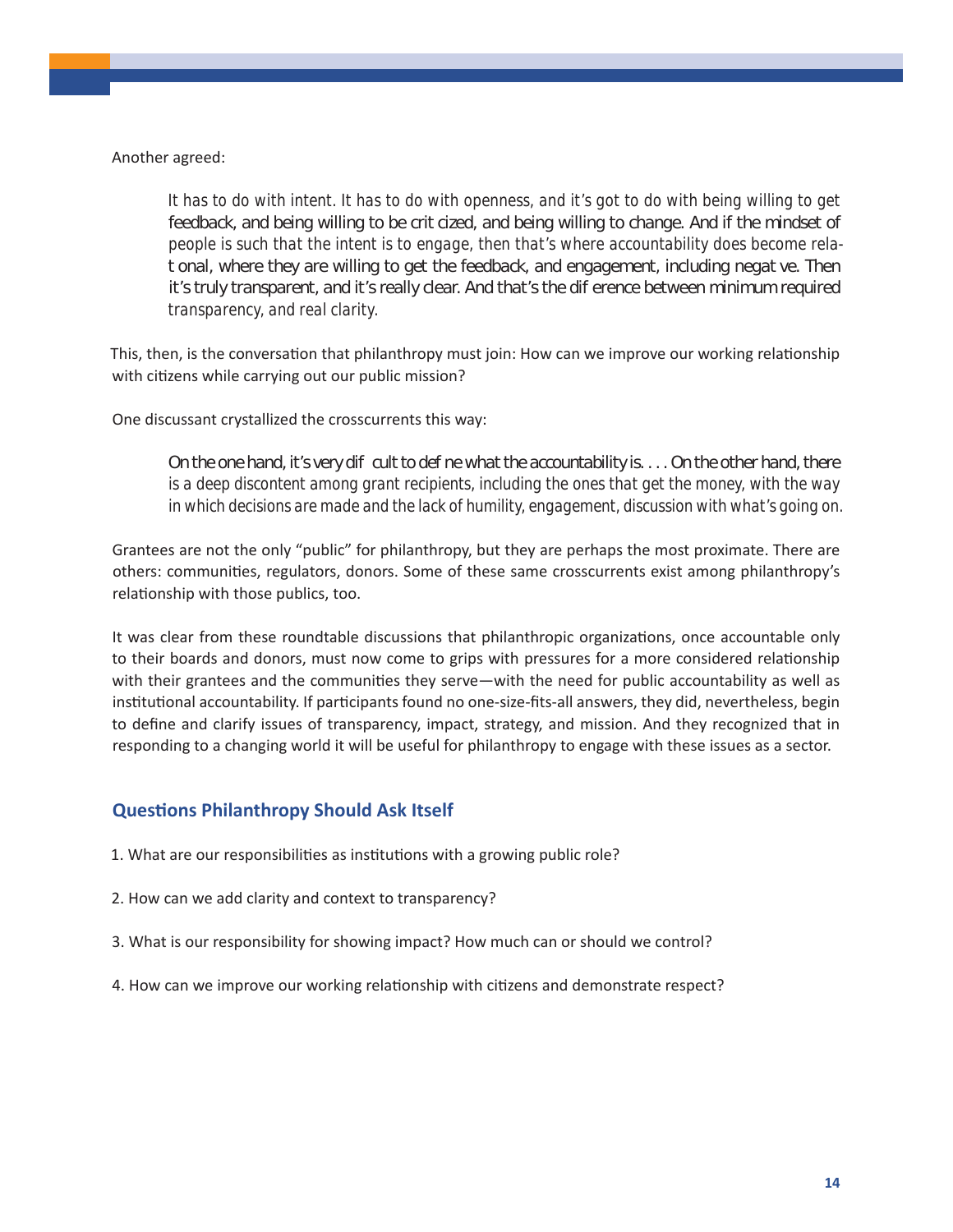Another agreed:

> It has to do with intent. It has to do with openness, and it's got to do with being willing to get feedback, and being willing to be criticized, and being willing to change. And if the mindset of people is such that the intent is to engage, then that's where accountability does become relational, where they are willing to get the feedback, and engagement, including negative. Then it's truly transparent, and it's really clear. And that's the difference between minimum required transparency, and real clarity.

This, then, is the conversation that philanthropy must join: How can we improve our working relationship with citizens while carrying out our public mission?

One discussant crystallized the crosscurrents this way:

> On the one hand, it's very difficult to define what the accountability is. . . . On the other hand, there is a deep discontent among grant recipients, including the ones that get the money, with the way in which decisions are made and the lack of humility, engagement, discussion with what's going on.

Grantees are not the only "public" for philanthropy, but they are perhaps the most proximate. There are others: communities, regulators, donors. Some of these same crosscurrents exist among philanthropy's relationship with those publics, too.

It was clear from these roundtable discussions that philanthropic organizations, once accountable only to their boards and donors, must now come to grips with pressures for a more considered relationship with their grantees and the communities they serve—with the need for public accountability as well as institutional accountability. If participants found no one-size-fits-all answers, they did, nevertheless, begin to define and clarify issues of transparency, impact, strategy, and mission. And they recognized that in responding to a changing world it will be useful for philanthropy to engage with these issues as a sector.

### Questions Philanthropy Should Ask Itself

1. What are our responsibilities as institutions with a growing public role?

2. How can we add clarity and context to transparency?

3. What is our responsibility for showing impact? How much can or should we control?

4. How can we improve our working relationship with citizens and demonstrate respect?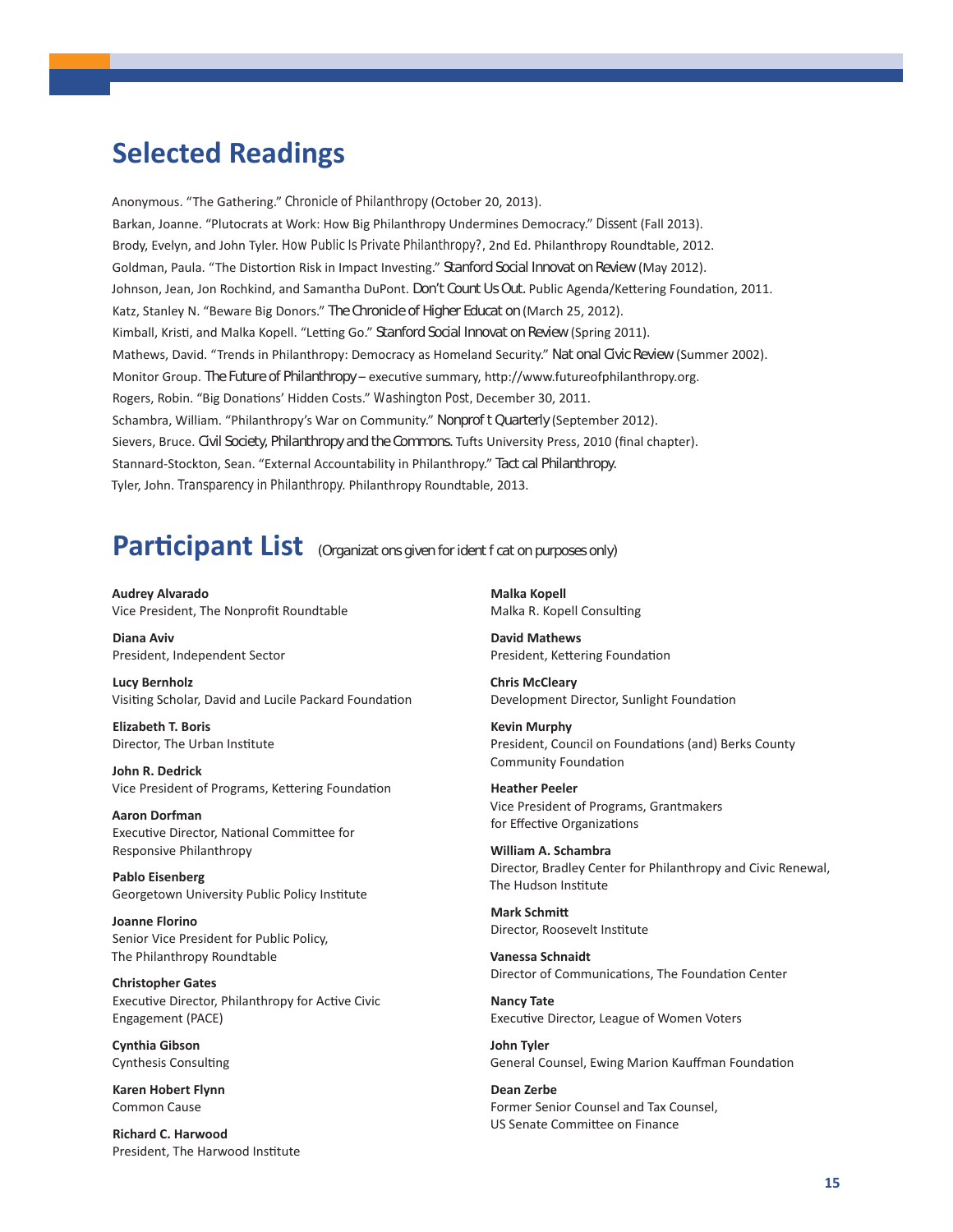## Selected Readings

Anonymous. "The Gathering." *Chronicle of Philanthropy* (October 20, 2013).

Barkan, Joanne. "Plutocrats at Work: How Big Philanthropy Undermines Democracy." *Dissent* (Fall 2013).

Brody, Evelyn, and John Tyler. *How Public Is Private Philanthropy?*, 2nd Ed. Philanthropy Roundtable, 2012.

Goldman, Paula. "The Distortion Risk in Impact Investing." *Stanford Social Innovat on Review* (May 2012).

Johnson, Jean, Jon Rochkind, and Samantha DuPont. *Don't Count Us Out.* Public Agenda/Kettering Foundation, 2011.

Katz, Stanley N. "Beware Big Donors." *The Chronicle of Higher Educat on* (March 25, 2012).

Kimball, Kristi, and Malka Kopell. "Letting Go." *Stanford Social Innovat on Review* (Spring 2011).

Mathews, David. "Trends in Philanthropy: Democracy as Homeland Security." *Nat onal Civic Review* (Summer 2002).

Monitor Group. *The Future of Philanthropy* – executive summary, http://www.futureofphilanthropy.org.

Rogers, Robin. "Big Donations' Hidden Costs." *Washington Post*, December 30, 2011.

Schambra, William. "Philanthropy's War on Community." *Nonprof t Quarterly* (September 2012).

Sievers, Bruce. *Civil Society, Philanthropy and the Commons.* Tufts University Press, 2010 (final chapter).

Stannard-Stockton, Sean. "External Accountability in Philanthropy." *Tact cal Philanthropy.*

Tyler, John. *Transparency in Philanthropy.* Philanthropy Roundtable, 2013.

## Participant List (Organizat ons given for ident f cat on purposes only)

**Audrey Alvarado**
Vice President, The Nonprofit Roundtable

**Diana Aviv**
President, Independent Sector

**Lucy Bernholz**
Visiting Scholar, David and Lucile Packard Foundation

**Elizabeth T. Boris**
Director, The Urban Institute

**John R. Dedrick**
Vice President of Programs, Kettering Foundation

**Aaron Dorfman**
Executive Director, National Committee for Responsive Philanthropy

**Pablo Eisenberg**
Georgetown University Public Policy Institute

**Joanne Florino**
Senior Vice President for Public Policy, The Philanthropy Roundtable

**Christopher Gates**
Executive Director, Philanthropy for Active Civic Engagement (PACE)

**Cynthia Gibson**
Cynthesis Consulting

**Karen Hobert Flynn**
Common Cause

**Richard C. Harwood**
President, The Harwood Institute

**Malka Kopell**
Malka R. Kopell Consulting

**David Mathews**
President, Kettering Foundation

**Chris McCleary**
Development Director, Sunlight Foundation

**Kevin Murphy**
President, Council on Foundations (and) Berks County Community Foundation

**Heather Peeler**
Vice President of Programs, Grantmakers for Effective Organizations

**William A. Schambra**
Director, Bradley Center for Philanthropy and Civic Renewal, The Hudson Institute

**Mark Schmitt**
Director, Roosevelt Institute

**Vanessa Schnaidt**
Director of Communications, The Foundation Center

**Nancy Tate**
Executive Director, League of Women Voters

**John Tyler**
General Counsel, Ewing Marion Kauffman Foundation

**Dean Zerbe**
Former Senior Counsel and Tax Counsel, US Senate Committee on Finance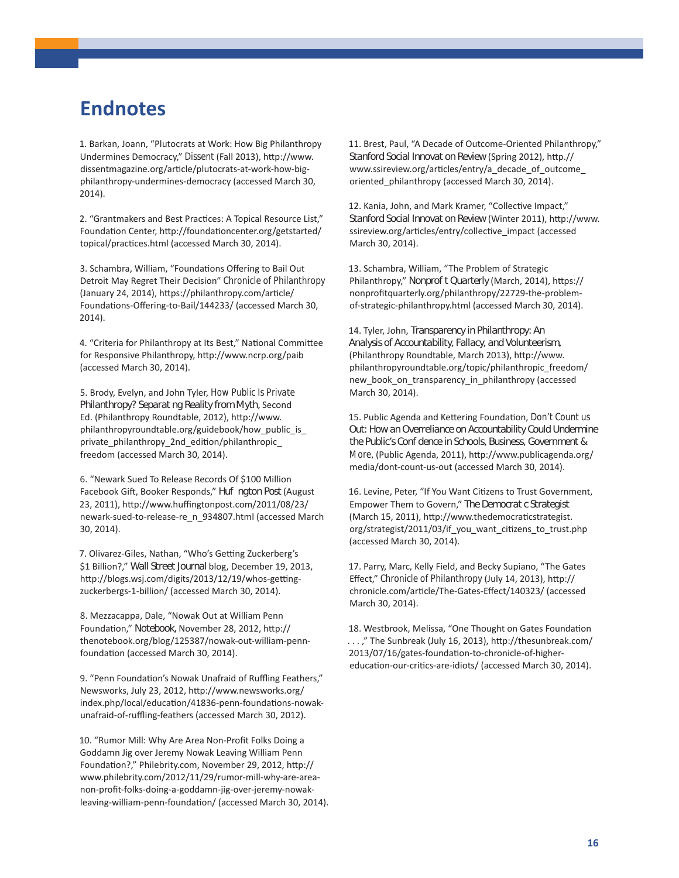# Endnotes

1. Barkan, Joann, "Plutocrats at Work: How Big Philanthropy Undermines Democracy," *Dissent* (Fall 2013), http://www.dissentmagazine.org/article/plutocrats-at-work-how-big-philanthropy-undermines-democracy (accessed March 30, 2014).

2. "Grantmakers and Best Practices: A Topical Resource List," Foundation Center, http://foundationcenter.org/getstarted/topical/practices.html (accessed March 30, 2014).

3. Schambra, William, "Foundations Offering to Bail Out Detroit May Regret Their Decision" *Chronicle of Philanthropy* (January 24, 2014), https://philanthropy.com/article/Foundations-Offering-to-Bail/144233/ (accessed March 30, 2014).

4. "Criteria for Philanthropy at Its Best," National Committee for Responsive Philanthropy, http://www.ncrp.org/paib (accessed March 30, 2014).

5. Brody, Evelyn, and John Tyler, *How Public Is Private Philanthropy? Separating Reality from Myth*, Second Ed. (Philanthropy Roundtable, 2012), http://www.philanthropyroundtable.org/guidebook/how_public_is_private_philanthropy_2nd_edition/philanthropic_freedom (accessed March 30, 2014).

6. "Newark Sued To Release Records Of $100 Million Facebook Gift, Booker Responds," *Huffington Post* (August 23, 2011), http://www.huffingtonpost.com/2011/08/23/newark-sued-to-release-re_n_934807.html (accessed March 30, 2014).

7. Olivarez-Giles, Nathan, "Who's Getting Zuckerberg's $1 Billion?," *Wall Street Journal* blog, December 19, 2013, http://blogs.wsj.com/digits/2013/12/19/whos-getting-zuckerbergs-1-billion/ (accessed March 30, 2014).

8. Mezzacappa, Dale, "Nowak Out at William Penn Foundation," *Notebook*, November 28, 2012, http://thenotebook.org/blog/125387/nowak-out-william-penn-foundation (accessed March 30, 2014).

9. "Penn Foundation's Nowak Unafraid of Ruffling Feathers," Newsworks, July 23, 2012, http://www.newsworks.org/index.php/local/education/41836-penn-foundations-nowak-unafraid-of-ruffling-feathers (accessed March 30, 2012).

10. "Rumor Mill: Why Are Area Non-Profit Folks Doing a Goddamn Jig over Jeremy Nowak Leaving William Penn Foundation?," Philebrity.com, November 29, 2012, http://www.philebrity.com/2012/11/29/rumor-mill-why-are-area-non-profit-folks-doing-a-goddamn-jig-over-jeremy-nowak-leaving-william-penn-foundation/ (accessed March 30, 2014).

11. Brest, Paul, "A Decade of Outcome-Oriented Philanthropy," *Stanford Social Innovation Review* (Spring 2012), http://www.ssireview.org/articles/entry/a_decade_of_outcome_oriented_philanthropy (accessed March 30, 2014).

12. Kania, John, and Mark Kramer, "Collective Impact," *Stanford Social Innovation Review* (Winter 2011), http://www.ssireview.org/articles/entry/collective_impact (accessed March 30, 2014).

13. Schambra, William, "The Problem of Strategic Philanthropy," *Nonprofit Quarterly* (March, 2014), https://nonprofitquarterly.org/philanthropy/22729-the-problem-of-strategic-philanthropy.html (accessed March 30, 2014).

14. Tyler, John, *Transparency in Philanthropy: An Analysis of Accountability, Fallacy, and Volunteerism*, (Philanthropy Roundtable, March 2013), http://www.philanthropyroundtable.org/topic/philanthropic_freedom/new_book_on_transparency_in_philanthropy (accessed March 30, 2014).

15. Public Agenda and Kettering Foundation, *Don't Count us Out: How an Overreliance on Accountability Could Undermine the Public's Confidence in Schools, Business, Government & More*, (Public Agenda, 2011), http://www.publicagenda.org/media/dont-count-us-out (accessed March 30, 2014).

16. Levine, Peter, "If You Want Citizens to Trust Government, Empower Them to Govern," *The Democratic Strategist* (March 15, 2011), http://www.thedemocraticstrategist.org/strategist/2011/03/if_you_want_citizens_to_trust.php (accessed March 30, 2014).

17. Parry, Marc, Kelly Field, and Becky Supiano, "The Gates Effect," *Chronicle of Philanthropy* (July 14, 2013), http://chronicle.com/article/The-Gates-Effect/140323/ (accessed March 30, 2014).

18. Westbrook, Melissa, "One Thought on Gates Foundation . . . ," The Sunbreak (July 16, 2013), http://thesunbreak.com/2013/07/16/gates-foundation-to-chronicle-of-higher-education-our-critics-are-idiots/ (accessed March 30, 2014).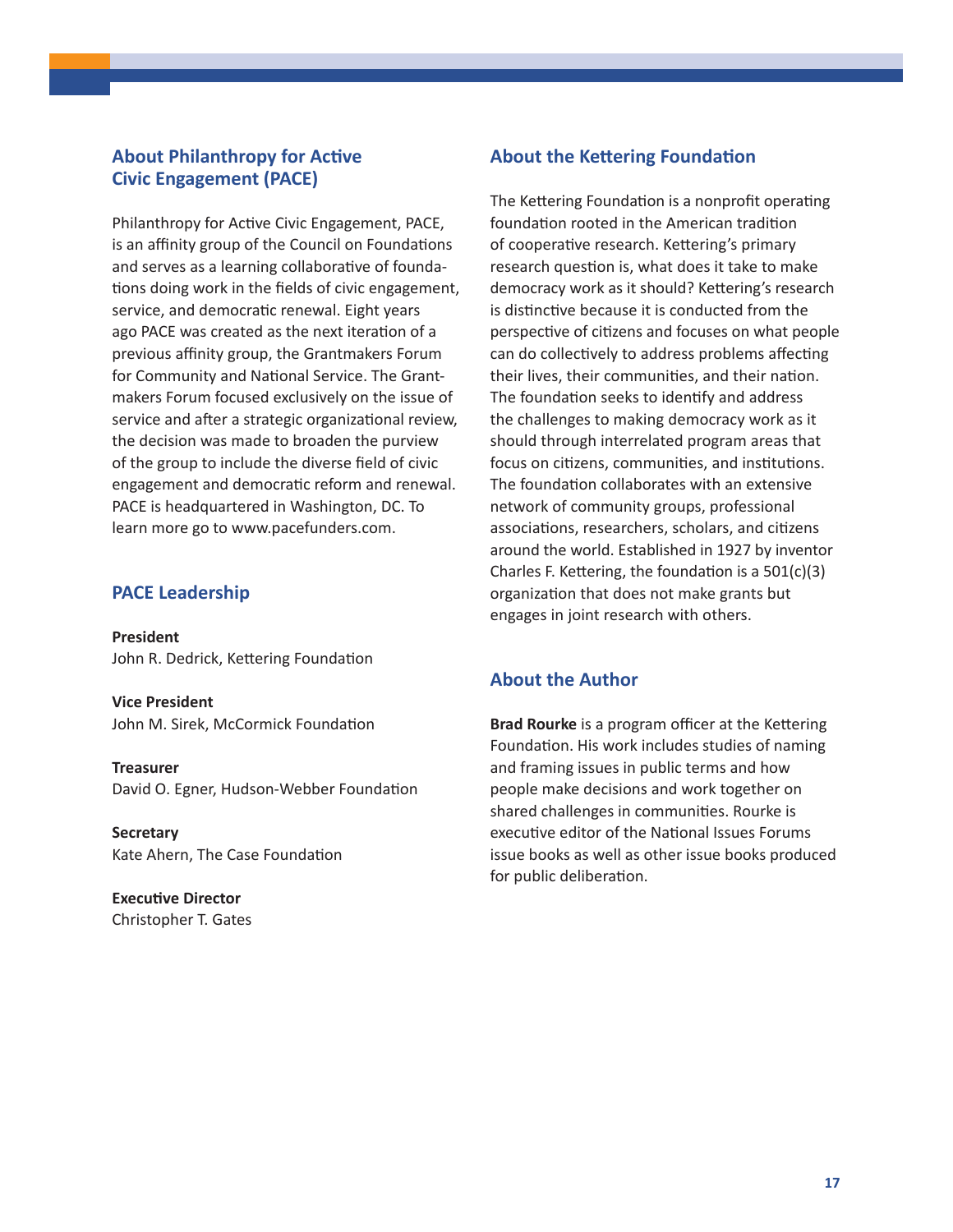## About Philanthropy for Active Civic Engagement (PACE)

Philanthropy for Active Civic Engagement, PACE, is an affinity group of the Council on Foundations and serves as a learning collaborative of foundations doing work in the fields of civic engagement, service, and democratic renewal. Eight years ago PACE was created as the next iteration of a previous affinity group, the Grantmakers Forum for Community and National Service. The Grantmakers Forum focused exclusively on the issue of service and after a strategic organizational review, the decision was made to broaden the purview of the group to include the diverse field of civic engagement and democratic reform and renewal. PACE is headquartered in Washington, DC. To learn more go to www.pacefunders.com.

## PACE Leadership

**President**
John R. Dedrick, Kettering Foundation

**Vice President**
John M. Sirek, McCormick Foundation

**Treasurer**
David O. Egner, Hudson-Webber Foundation

**Secretary**
Kate Ahern, The Case Foundation

**Executive Director**
Christopher T. Gates

## About the Kettering Foundation

The Kettering Foundation is a nonprofit operating foundation rooted in the American tradition of cooperative research. Kettering's primary research question is, what does it take to make democracy work as it should? Kettering's research is distinctive because it is conducted from the perspective of citizens and focuses on what people can do collectively to address problems affecting their lives, their communities, and their nation. The foundation seeks to identify and address the challenges to making democracy work as it should through interrelated program areas that focus on citizens, communities, and institutions. The foundation collaborates with an extensive network of community groups, professional associations, researchers, scholars, and citizens around the world. Established in 1927 by inventor Charles F. Kettering, the foundation is a 501(c)(3) organization that does not make grants but engages in joint research with others.

## About the Author

**Brad Rourke** is a program officer at the Kettering Foundation. His work includes studies of naming and framing issues in public terms and how people make decisions and work together on shared challenges in communities. Rourke is executive editor of the National Issues Forums issue books as well as other issue books produced for public deliberation.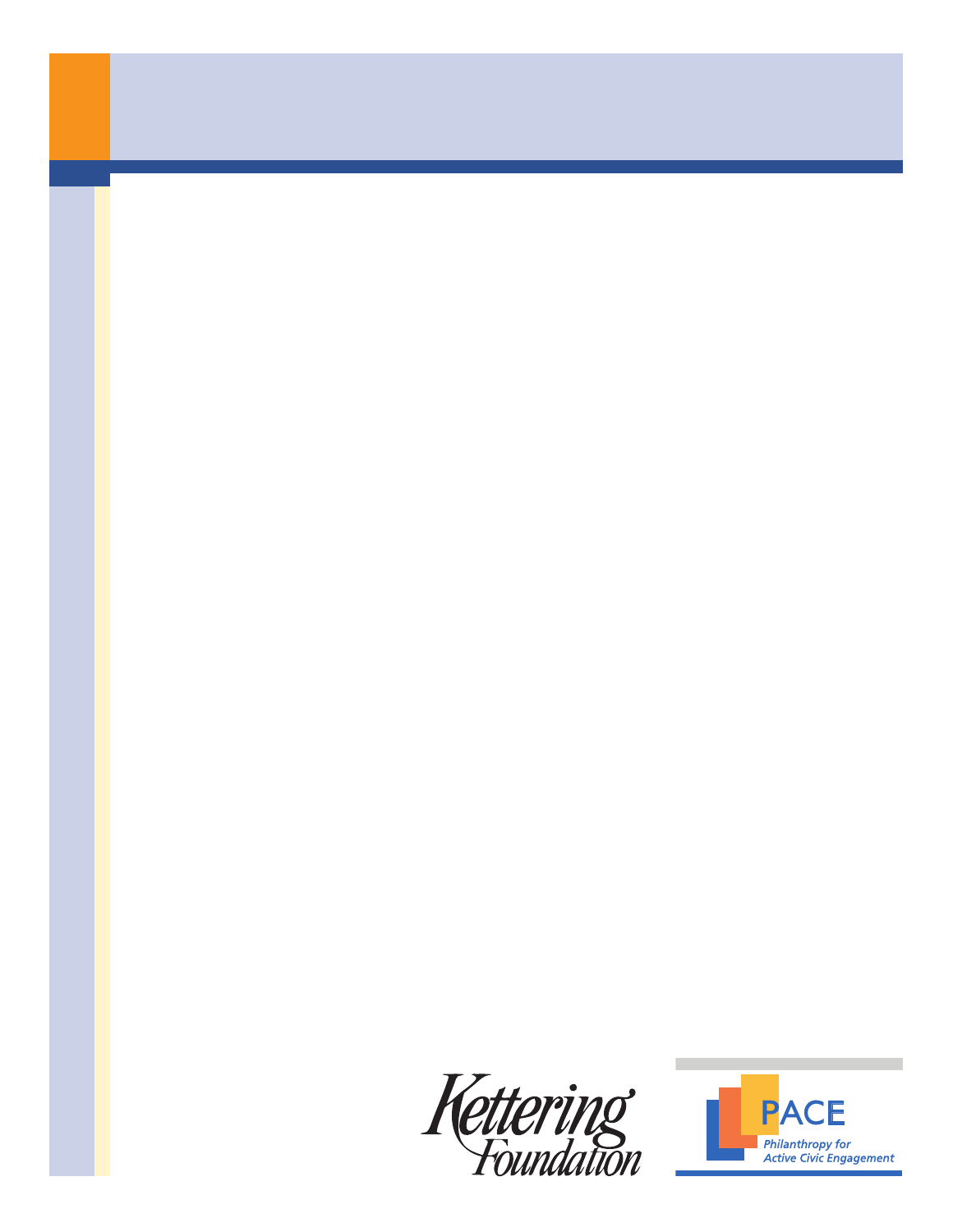Kettering Foundation

PACE

Philanthropy for Active Civic Engagement